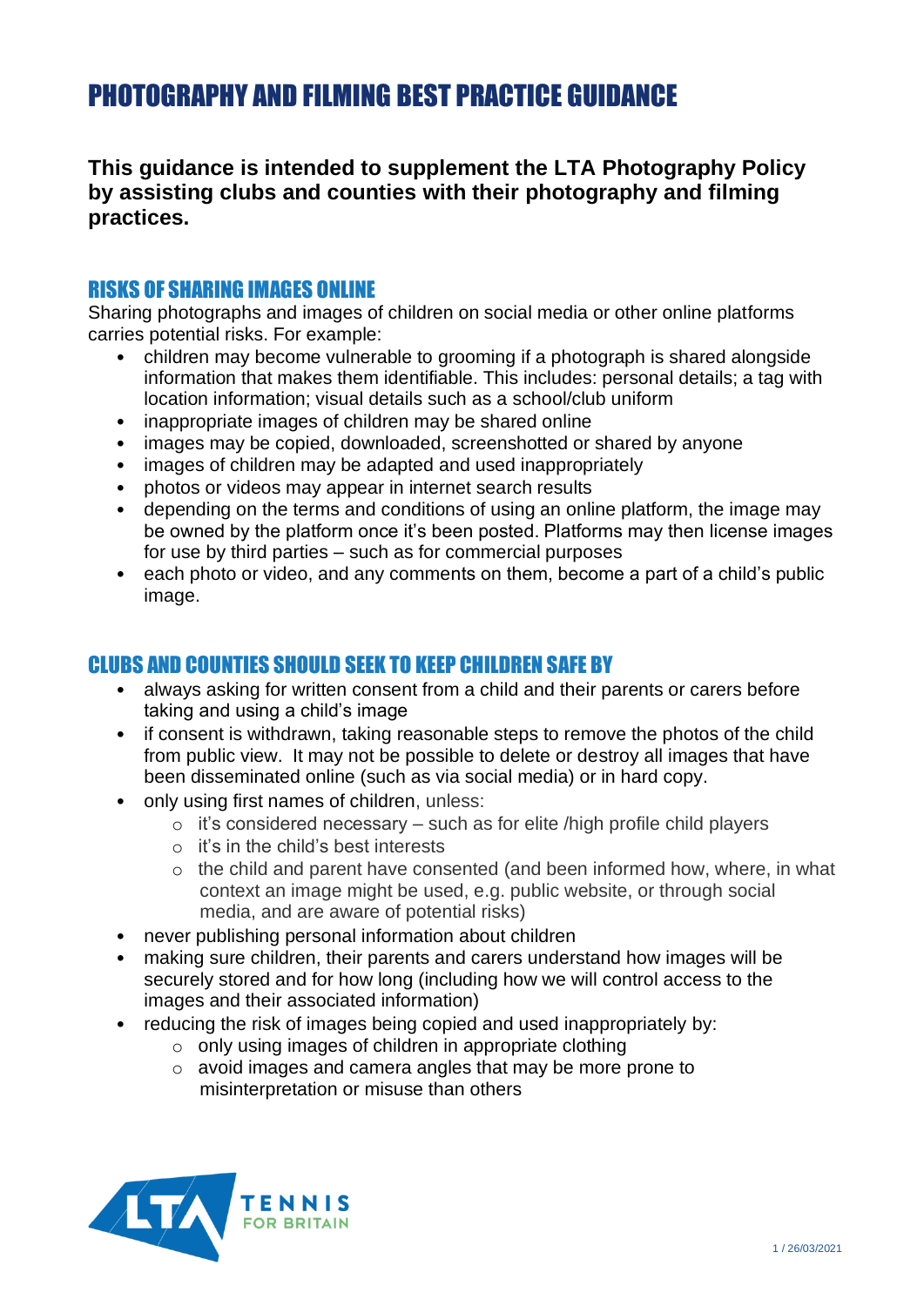# PHOTOGRAPHY AND FILMING BEST PRACTICE GUIDANCE

**This guidance is intended to supplement the LTA Photography Policy by assisting clubs and counties with their photography and filming practices.**

## RISKS OF SHARING IMAGES ONLINE

Sharing photographs and images of children on social media or other online platforms carries potential risks. For example:

- children may become vulnerable to grooming if a photograph is shared alongside information that makes them identifiable. This includes: personal details; a tag with location information; visual details such as a school/club uniform
- inappropriate images of children may be shared online
- images may be copied, downloaded, screenshotted or shared by anyone
- images of children may be adapted and used inappropriately
- photos or videos may appear in internet search results
- depending on the terms and conditions of using an online platform, the image may be owned by the platform once it's been posted. Platforms may then license images for use by third parties – such as for commercial purposes
- each photo or video, and any comments on them, become a part of a child's public image.

## CLUBS AND COUNTIES SHOULD SEEK TO KEEP CHILDREN SAFE BY

- always asking for written consent from a child and their parents or carers before taking and using a child's image
- if consent is withdrawn, taking reasonable steps to remove the photos of the child from public view. It may not be possible to delete or destroy all images that have been disseminated online (such as via social media) or in hard copy.
- only using first names of children, unless:
  - it's considered necessary – such as for elite /high profile child players
  - it's in the child's best interests
  - the child and parent have consented (and been informed how, where, in what context an image might be used, e.g. public website, or through social media, and are aware of potential risks)
- never publishing personal information about children
- making sure children, their parents and carers understand how images will be securely stored and for how long (including how we will control access to the images and their associated information)
- reducing the risk of images being copied and used inappropriately by:
  - only using images of children in appropriate clothing
  - avoid images and camera angles that may be more prone to misinterpretation or misuse than others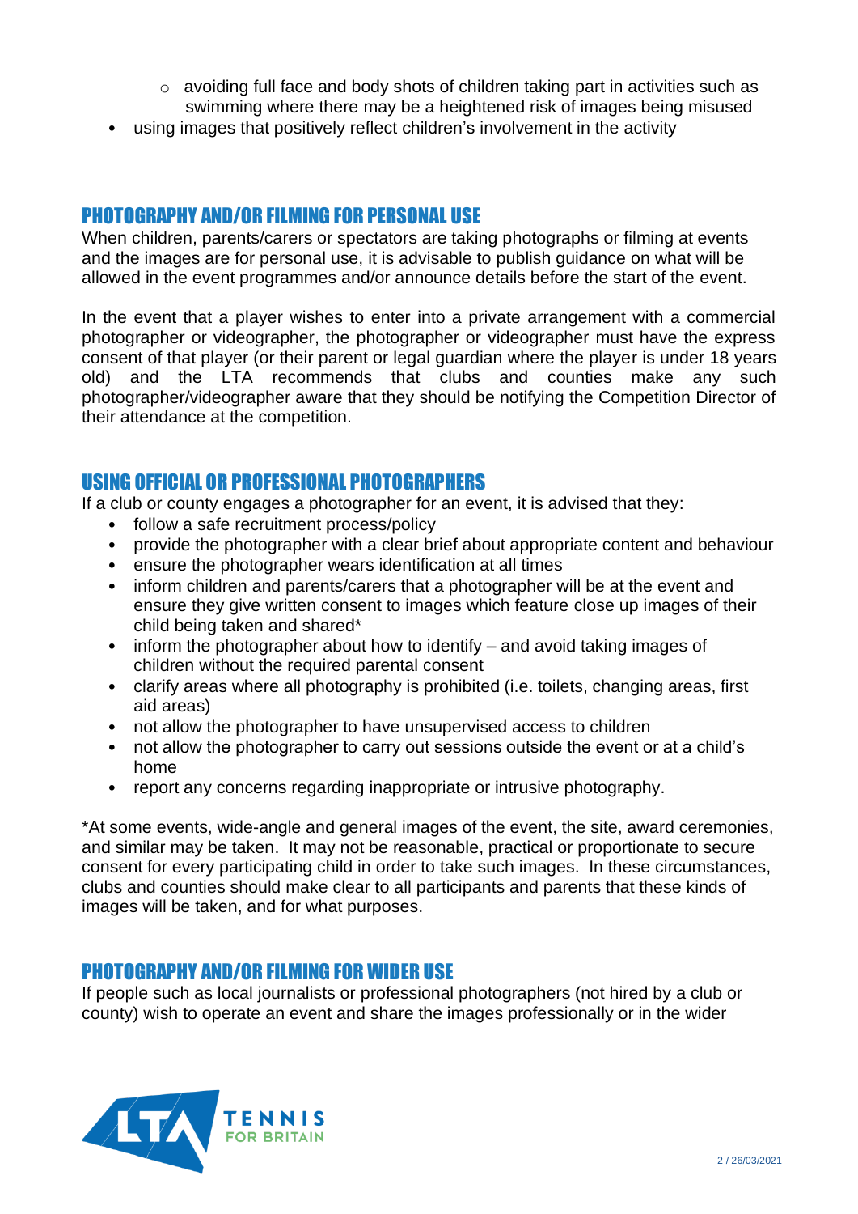- avoiding full face and body shots of children taking part in activities such as swimming where there may be a heightened risk of images being misused
- using images that positively reflect children's involvement in the activity

## PHOTOGRAPHY AND/OR FILMING FOR PERSONAL USE

When children, parents/carers or spectators are taking photographs or filming at events and the images are for personal use, it is advisable to publish guidance on what will be allowed in the event programmes and/or announce details before the start of the event.

In the event that a player wishes to enter into a private arrangement with a commercial photographer or videographer, the photographer or videographer must have the express consent of that player (or their parent or legal guardian where the player is under 18 years old) and the LTA recommends that clubs and counties make any such photographer/videographer aware that they should be notifying the Competition Director of their attendance at the competition.

## USING OFFICIAL OR PROFESSIONAL PHOTOGRAPHERS

If a club or county engages a photographer for an event, it is advised that they:

- follow a safe recruitment process/policy
- provide the photographer with a clear brief about appropriate content and behaviour
- ensure the photographer wears identification at all times
- inform children and parents/carers that a photographer will be at the event and ensure they give written consent to images which feature close up images of their child being taken and shared*
- inform the photographer about how to identify – and avoid taking images of children without the required parental consent
- clarify areas where all photography is prohibited (i.e. toilets, changing areas, first aid areas)
- not allow the photographer to have unsupervised access to children
- not allow the photographer to carry out sessions outside the event or at a child's home
- report any concerns regarding inappropriate or intrusive photography.

*At some events, wide-angle and general images of the event, the site, award ceremonies, and similar may be taken. It may not be reasonable, practical or proportionate to secure consent for every participating child in order to take such images. In these circumstances, clubs and counties should make clear to all participants and parents that these kinds of images will be taken, and for what purposes.

## PHOTOGRAPHY AND/OR FILMING FOR WIDER USE

If people such as local journalists or professional photographers (not hired by a club or county) wish to operate an event and share the images professionally or in the wider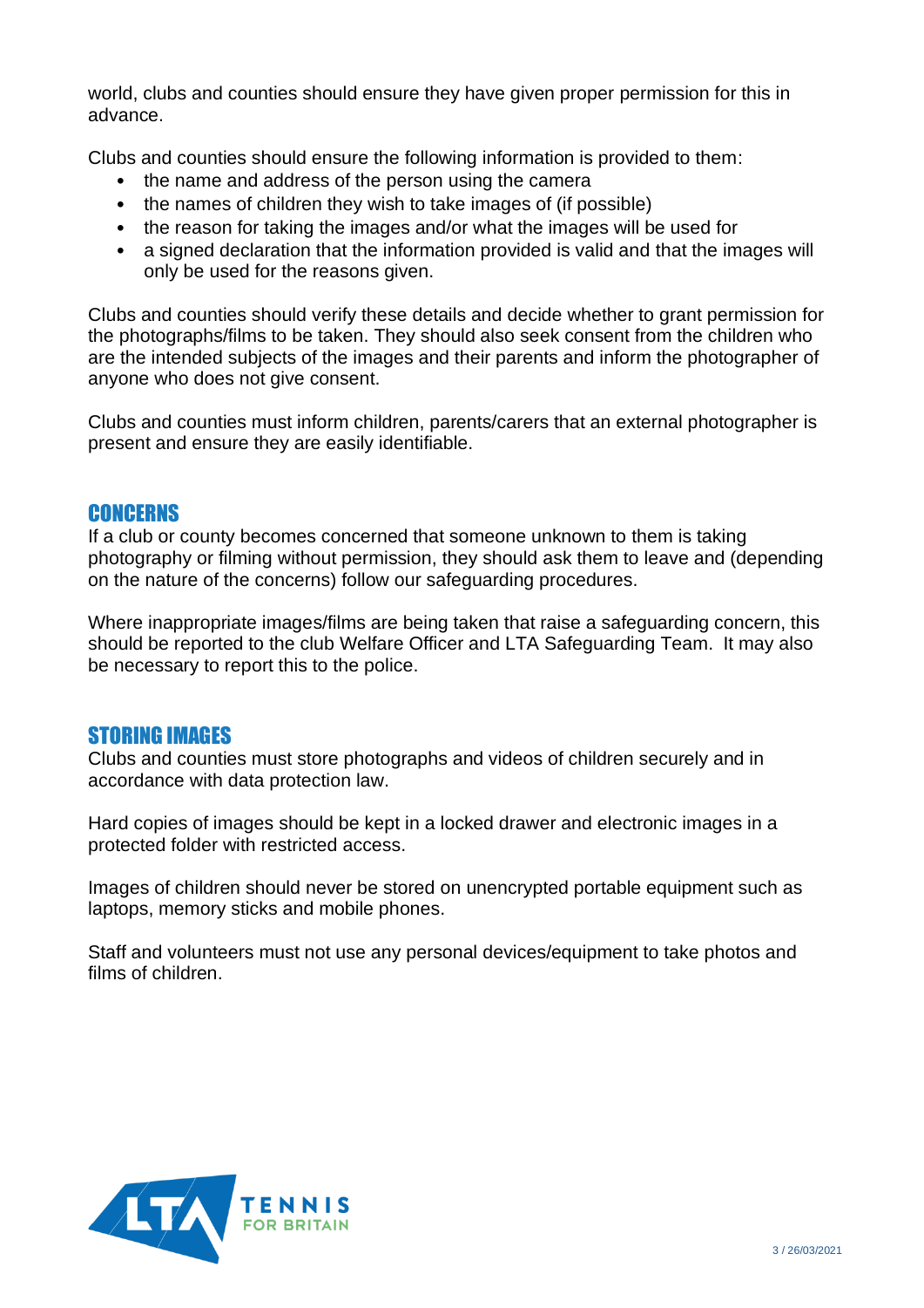world, clubs and counties should ensure they have given proper permission for this in advance.

Clubs and counties should ensure the following information is provided to them:

- the name and address of the person using the camera
- the names of children they wish to take images of (if possible)
- the reason for taking the images and/or what the images will be used for
- a signed declaration that the information provided is valid and that the images will only be used for the reasons given.

Clubs and counties should verify these details and decide whether to grant permission for the photographs/films to be taken. They should also seek consent from the children who are the intended subjects of the images and their parents and inform the photographer of anyone who does not give consent.

Clubs and counties must inform children, parents/carers that an external photographer is present and ensure they are easily identifiable.

## CONCERNS

If a club or county becomes concerned that someone unknown to them is taking photography or filming without permission, they should ask them to leave and (depending on the nature of the concerns) follow our safeguarding procedures.

Where inappropriate images/films are being taken that raise a safeguarding concern, this should be reported to the club Welfare Officer and LTA Safeguarding Team. It may also be necessary to report this to the police.

## STORING IMAGES

Clubs and counties must store photographs and videos of children securely and in accordance with data protection law.

Hard copies of images should be kept in a locked drawer and electronic images in a protected folder with restricted access.

Images of children should never be stored on unencrypted portable equipment such as laptops, memory sticks and mobile phones.

Staff and volunteers must not use any personal devices/equipment to take photos and films of children.